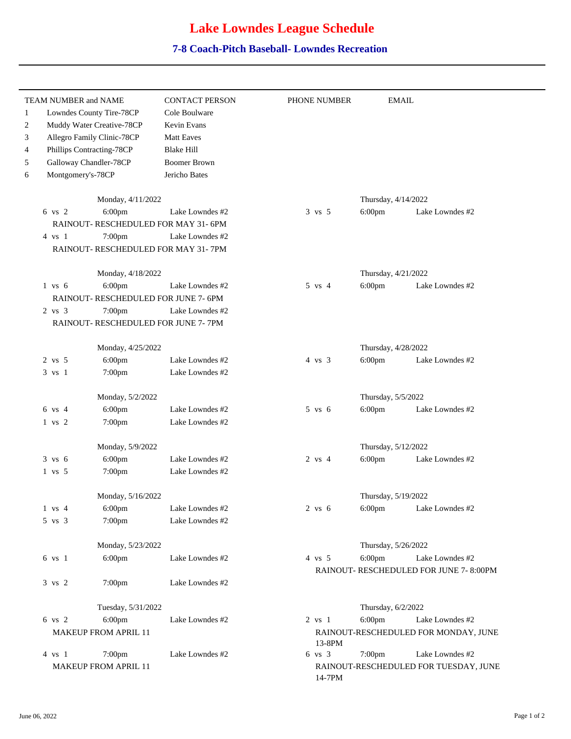# Lake Lowndes League Schedule

## 7-8 Coach-Pitch Baseball- Lowndes Recreation

| | TEAM NUMBER and NAME | CONTACT PERSON | PHONE NUMBER | EMAIL |
|---|---|---|---|---|
| 1 | Lowndes County Tire-78CP | Cole Boulware | | |
| 2 | Muddy Water Creative-78CP | Kevin Evans | | |
| 3 | Allegro Family Clinic-78CP | Matt Eaves | | |
| 4 | Phillips Contracting-78CP | Blake Hill | | |
| 5 | Galloway Chandler-78CP | Boomer Brown | | |
| 6 | Montgomery's-78CP | Jericho Bates | | |

**Monday, 4/11/2022**

6 vs 2 — 6:00pm — Lake Lowndes #2
RAINOUT- RESCHEDULED FOR MAY 31- 6PM

4 vs 1 — 7:00pm — Lake Lowndes #2
RAINOUT- RESCHEDULED FOR MAY 31- 7PM

**Thursday, 4/14/2022**

3 vs 5 — 6:00pm — Lake Lowndes #2

**Monday, 4/18/2022**

1 vs 6 — 6:00pm — Lake Lowndes #2
RAINOUT- RESCHEDULED FOR JUNE 7- 6PM

2 vs 3 — 7:00pm — Lake Lowndes #2
RAINOUT- RESCHEDULED FOR JUNE 7- 7PM

**Thursday, 4/21/2022**

5 vs 4 — 6:00pm — Lake Lowndes #2

**Monday, 4/25/2022**

2 vs 5 — 6:00pm — Lake Lowndes #2

3 vs 1 — 7:00pm — Lake Lowndes #2

**Thursday, 4/28/2022**

4 vs 3 — 6:00pm — Lake Lowndes #2

**Monday, 5/2/2022**

6 vs 4 — 6:00pm — Lake Lowndes #2

1 vs 2 — 7:00pm — Lake Lowndes #2

**Thursday, 5/5/2022**

5 vs 6 — 6:00pm — Lake Lowndes #2

**Monday, 5/9/2022**

3 vs 6 — 6:00pm — Lake Lowndes #2

1 vs 5 — 7:00pm — Lake Lowndes #2

**Thursday, 5/12/2022**

2 vs 4 — 6:00pm — Lake Lowndes #2

**Monday, 5/16/2022**

1 vs 4 — 6:00pm — Lake Lowndes #2

5 vs 3 — 7:00pm — Lake Lowndes #2

**Thursday, 5/19/2022**

2 vs 6 — 6:00pm — Lake Lowndes #2

**Monday, 5/23/2022**

6 vs 1 — 6:00pm — Lake Lowndes #2

3 vs 2 — 7:00pm — Lake Lowndes #2

**Thursday, 5/26/2022**

4 vs 5 — 6:00pm — Lake Lowndes #2
RAINOUT- RESCHEDULED FOR JUNE 7- 8:00PM

**Tuesday, 5/31/2022**

6 vs 2 — 6:00pm — Lake Lowndes #2
MAKEUP FROM APRIL 11

4 vs 1 — 7:00pm — Lake Lowndes #2
MAKEUP FROM APRIL 11

**Thursday, 6/2/2022**

2 vs 1 — 6:00pm — Lake Lowndes #2
RAINOUT-RESCHEDULED FOR MONDAY, JUNE 13-8PM

6 vs 3 — 7:00pm — Lake Lowndes #2
RAINOUT-RESCHEDULED FOR TUESDAY, JUNE 14-7PM

June 06, 2022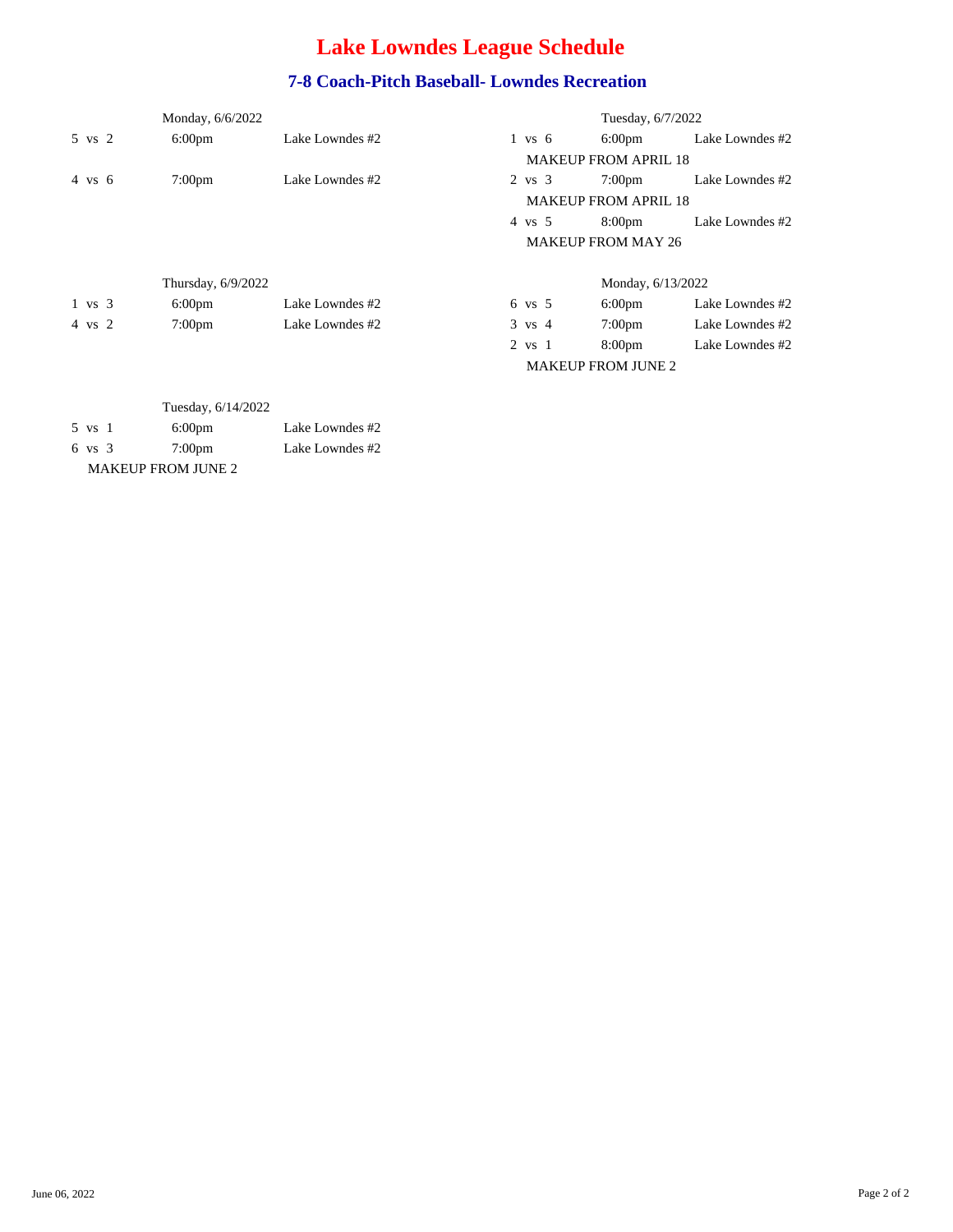# Lake Lowndes League Schedule

## 7-8 Coach-Pitch Baseball- Lowndes Recreation

Monday, 6/6/2022

| | | |
|---|---|---|
| 5 vs 2 | 6:00pm | Lake Lowndes #2 |
| 4 vs 6 | 7:00pm | Lake Lowndes #2 |

Tuesday, 6/7/2022

| | | |
|---|---|---|
| 1 vs 6 | 6:00pm | Lake Lowndes #2 |
| MAKEUP FROM APRIL 18 | | |
| 2 vs 3 | 7:00pm | Lake Lowndes #2 |
| MAKEUP FROM APRIL 18 | | |
| 4 vs 5 | 8:00pm | Lake Lowndes #2 |
| MAKEUP FROM MAY 26 | | |

Thursday, 6/9/2022

| | | |
|---|---|---|
| 1 vs 3 | 6:00pm | Lake Lowndes #2 |
| 4 vs 2 | 7:00pm | Lake Lowndes #2 |

Monday, 6/13/2022

| | | |
|---|---|---|
| 6 vs 5 | 6:00pm | Lake Lowndes #2 |
| 3 vs 4 | 7:00pm | Lake Lowndes #2 |
| 2 vs 1 | 8:00pm | Lake Lowndes #2 |
| MAKEUP FROM JUNE 2 | | |

Tuesday, 6/14/2022

| | | |
|---|---|---|
| 5 vs 1 | 6:00pm | Lake Lowndes #2 |
| 6 vs 3 | 7:00pm | Lake Lowndes #2 |
| MAKEUP FROM JUNE 2 | | |

June 06, 2022